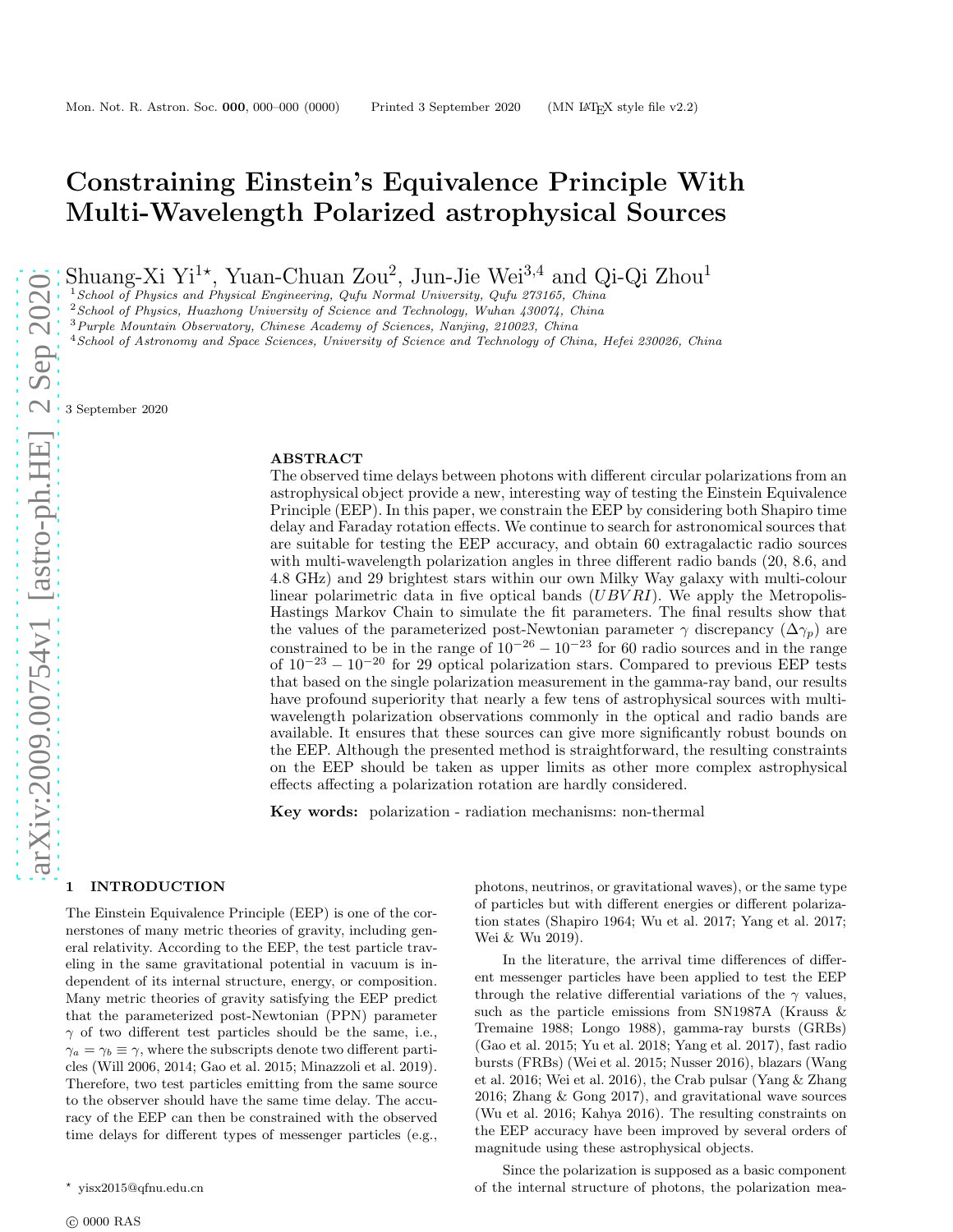# Constraining Einstein's Equivalence Principle With Multi-Wavelength Polarized astrophysical Sources

Shuang-Xi Yi[1⋆], Yuan-Chuan Zou[2], Jun-Jie Wei[3,4] and Qi-Qi Zhou[1]

[1] *School of Physics and Physical Engineering, Qufu Normal University, Qufu 273165, China*
[2] *School of Physics, Huazhong University of Science and Technology, Wuhan 430074, China*
[3] *Purple Mountain Observatory, Chinese Academy of Sciences, Nanjing, 210023, China*
[4] *School of Astronomy and Space Sciences, University of Science and Technology of China, Hefei 230026, China*

3 September 2020

## ABSTRACT

The observed time delays between photons with different circular polarizations from an astrophysical object provide a new, interesting way of testing the Einstein Equivalence Principle (EEP). In this paper, we constrain the EEP by considering both Shapiro time delay and Faraday rotation effects. We continue to search for astronomical sources that are suitable for testing the EEP accuracy, and obtain 60 extragalactic radio sources with multi-wavelength polarization angles in three different radio bands (20, 8.6, and 4.8 GHz) and 29 brightest stars within our own Milky Way galaxy with multi-colour linear polarimetric data in five optical bands ($UBVRI$). We apply the Metropolis-Hastings Markov Chain to simulate the fit parameters. The final results show that the values of the parameterized post-Newtonian parameter $\gamma$ discrepancy ($\Delta\gamma_p$) are constrained to be in the range of $10^{-26} - 10^{-23}$ for 60 radio sources and in the range of $10^{-23} - 10^{-20}$ for 29 optical polarization stars. Compared to previous EEP tests that based on the single polarization measurement in the gamma-ray band, our results have profound superiority that nearly a few tens of astrophysical sources with multi-wavelength polarization observations commonly in the optical and radio bands are available. It ensures that these sources can give more significantly robust bounds on the EEP. Although the presented method is straightforward, the resulting constraints on the EEP should be taken as upper limits as other more complex astrophysical effects affecting a polarization rotation are hardly considered.

**Key words:** polarization - radiation mechanisms: non-thermal

## 1 INTRODUCTION

The Einstein Equivalence Principle (EEP) is one of the cornerstones of many metric theories of gravity, including general relativity. According to the EEP, the test particle traveling in the same gravitational potential in vacuum is independent of its internal structure, energy, or composition. Many metric theories of gravity satisfying the EEP predict that the parameterized post-Newtonian (PPN) parameter $\gamma$ of two different test particles should be the same, i.e., $\gamma_a = \gamma_b \equiv \gamma$, where the subscripts denote two different particles (Will 2006, 2014; Gao et al. 2015; Minazzoli et al. 2019). Therefore, two test particles emitting from the same source to the observer should have the same time delay. The accuracy of the EEP can then be constrained with the observed time delays for different types of messenger particles (e.g., photons, neutrinos, or gravitational waves), or the same type of particles but with different energies or different polarization states (Shapiro 1964; Wu et al. 2017; Yang et al. 2017; Wei & Wu 2019).

In the literature, the arrival time differences of different messenger particles have been applied to test the EEP through the relative differential variations of the $\gamma$ values, such as the particle emissions from SN1987A (Krauss & Tremaine 1988; Longo 1988), gamma-ray bursts (GRBs) (Gao et al. 2015; Yu et al. 2018; Yang et al. 2017), fast radio bursts (FRBs) (Wei et al. 2015; Nusser 2016), blazars (Wang et al. 2016; Wei et al. 2016), the Crab pulsar (Yang & Zhang 2016; Zhang & Gong 2017), and gravitational wave sources (Wu et al. 2016; Kahya 2016). The resulting constraints on the EEP accuracy have been improved by several orders of magnitude using these astrophysical objects.

Since the polarization is supposed as a basic component of the internal structure of photons, the polarization mea-

⋆ yisx2015@qfnu.edu.cn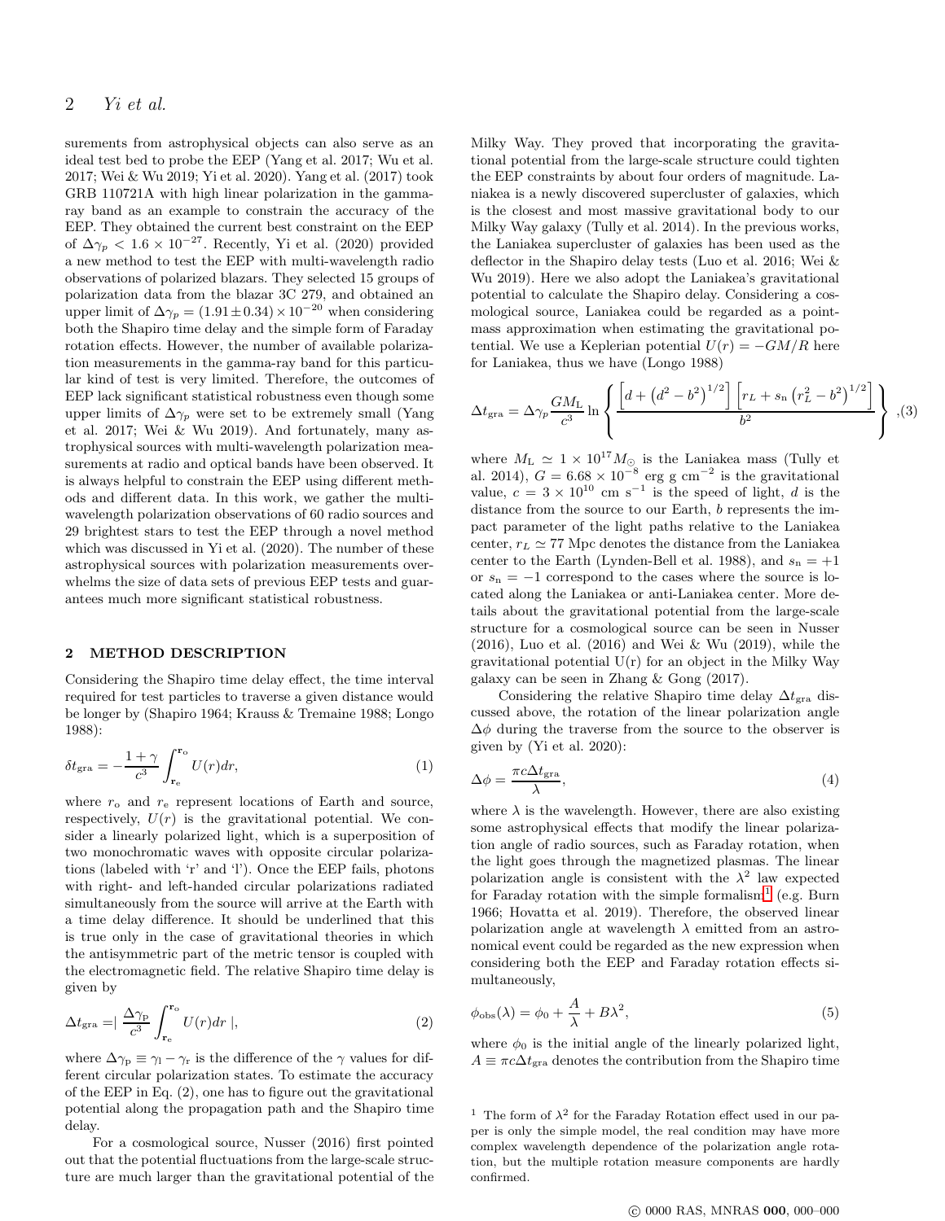surements from astrophysical objects can also serve as an ideal test bed to probe the EEP (Yang et al. 2017; Wu et al. 2017; Wei & Wu 2019; Yi et al. 2020). Yang et al. (2017) took GRB 110721A with high linear polarization in the gamma-ray band as an example to constrain the accuracy of the EEP. They obtained the current best constraint on the EEP of $\Delta\gamma_p < 1.6 \times 10^{-27}$. Recently, Yi et al. (2020) provided a new method to test the EEP with multi-wavelength radio observations of polarized blazars. They selected 15 groups of polarization data from the blazar 3C 279, and obtained an upper limit of $\Delta\gamma_p = (1.91 \pm 0.34) \times 10^{-20}$ when considering both the Shapiro time delay and the simple form of Faraday rotation effects. However, the number of available polarization measurements in the gamma-ray band for this particular kind of test is very limited. Therefore, the outcomes of EEP lack significant statistical robustness even though some upper limits of $\Delta\gamma_p$ were set to be extremely small (Yang et al. 2017; Wei & Wu 2019). And fortunately, many astrophysical sources with multi-wavelength polarization measurements at radio and optical bands have been observed. It is always helpful to constrain the EEP using different methods and different data. In this work, we gather the multi-wavelength polarization observations of 60 radio sources and 29 brightest stars to test the EEP through a novel method which was discussed in Yi et al. (2020). The number of these astrophysical sources with polarization measurements overwhelms the size of data sets of previous EEP tests and guarantees much more significant statistical robustness.

## 2 METHOD DESCRIPTION

Considering the Shapiro time delay effect, the time interval required for test particles to traverse a given distance would be longer by (Shapiro 1964; Krauss & Tremaine 1988; Longo 1988):

$$\delta t_{\rm gra} = -\frac{1+\gamma}{c^3}\int_{\mathbf{r}_{\rm e}}^{\mathbf{r}_{\rm o}} U(r)dr, \tag{1}$$

where $r_{\rm o}$ and $r_{\rm e}$ represent locations of Earth and source, respectively, $U(r)$ is the gravitational potential. We consider a linearly polarized light, which is a superposition of two monochromatic waves with opposite circular polarizations (labeled with 'r' and 'l'). Once the EEP fails, photons with right- and left-handed circular polarizations radiated simultaneously from the source will arrive at the Earth with a time delay difference. It should be underlined that this is true only in the case of gravitational theories in which the antisymmetric part of the metric tensor is coupled with the electromagnetic field. The relative Shapiro time delay is given by

$$\Delta t_{\rm gra} = \left| \frac{\Delta\gamma_{\rm p}}{c^3}\int_{\mathbf{r}_{\rm e}}^{\mathbf{r}_{\rm o}} U(r)dr \right|, \tag{2}$$

where $\Delta\gamma_{\rm p} \equiv \gamma_{\rm l} - \gamma_{\rm r}$ is the difference of the $\gamma$ values for different circular polarization states. To estimate the accuracy of the EEP in Eq. (2), one has to figure out the gravitational potential along the propagation path and the Shapiro time delay.

For a cosmological source, Nusser (2016) first pointed out that the potential fluctuations from the large-scale structure are much larger than the gravitational potential of the Milky Way. They proved that incorporating the gravitational potential from the large-scale structure could tighten the EEP constraints by about four orders of magnitude. Laniakea is a newly discovered supercluster of galaxies, which is the closest and most massive gravitational body to our Milky Way galaxy (Tully et al. 2014). In the previous works, the Laniakea supercluster of galaxies has been used as the deflector in the Shapiro delay tests (Luo et al. 2016; Wei & Wu 2019). Here we also adopt the Laniakea's gravitational potential to calculate the Shapiro delay. Considering a cosmological source, Laniakea could be regarded as a point-mass approximation when estimating the gravitational potential. We use a Keplerian potential $U(r) = -GM/R$ here for Laniakea, thus we have (Longo 1988)

$$\Delta t_{\rm gra} = \Delta\gamma_p \frac{GM_{\rm L}}{c^3} \ln\left\{ \frac{\left[d + \left(d^2 - b^2\right)^{1/2}\right]\left[r_L + s_{\rm n}\left(r_L^2 - b^2\right)^{1/2}\right]}{b^2} \right\}, \tag{3}$$

where $M_{\rm L} \simeq 1 \times 10^{17} M_\odot$ is the Laniakea mass (Tully et al. 2014), $G = 6.68 \times 10^{-8}$ erg g cm$^{-2}$ is the gravitational value, $c = 3 \times 10^{10}$ cm s$^{-1}$ is the speed of light, $d$ is the distance from the source to our Earth, $b$ represents the impact parameter of the light paths relative to the Laniakea center, $r_L \simeq 77$ Mpc denotes the distance from the Laniakea center to the Earth (Lynden-Bell et al. 1988), and $s_{\rm n} = +1$ or $s_{\rm n} = -1$ correspond to the cases where the source is located along the Laniakea or anti-Laniakea center. More details about the gravitational potential from the large-scale structure for a cosmological source can be seen in Nusser (2016), Luo et al. (2016) and Wei & Wu (2019), while the gravitational potential U(r) for an object in the Milky Way galaxy can be seen in Zhang & Gong (2017).

Considering the relative Shapiro time delay $\Delta t_{\rm gra}$ discussed above, the rotation of the linear polarization angle $\Delta\phi$ during the traverse from the source to the observer is given by (Yi et al. 2020):

$$\Delta\phi = \frac{\pi c \Delta t_{\rm gra}}{\lambda}, \tag{4}$$

where $\lambda$ is the wavelength. However, there are also existing some astrophysical effects that modify the linear polarization angle of radio sources, such as Faraday rotation, when the light goes through the magnetized plasmas. The linear polarization angle is consistent with the $\lambda^2$ law expected for Faraday rotation with the simple formalism[1] (e.g. Burn 1966; Hovatta et al. 2019). Therefore, the observed linear polarization angle at wavelength $\lambda$ emitted from an astronomical event could be regarded as the new expression when considering both the EEP and Faraday rotation effects simultaneously,

$$\phi_{\rm obs}(\lambda) = \phi_0 + \frac{A}{\lambda} + B\lambda^2, \tag{5}$$

where $\phi_0$ is the initial angle of the linearly polarized light, $A \equiv \pi c \Delta t_{\rm gra}$ denotes the contribution from the Shapiro time

[1] The form of $\lambda^2$ for the Faraday Rotation effect used in our paper is only the simple model, the real condition may have more complex wavelength dependence of the polarization angle rotation, but the multiple rotation measure components are hardly confirmed.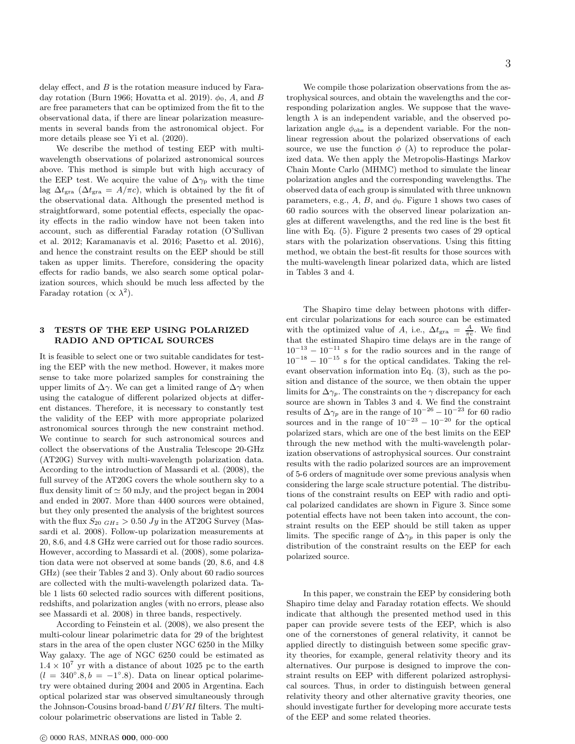delay effect, and $B$ is the rotation measure induced by Faraday rotation (Burn 1966; Hovatta et al. 2019). $\phi_0$, $A$, and $B$ are free parameters that can be optimized from the fit to the observational data, if there are linear polarization measurements in several bands from the astronomical object. For more details please see Yi et al. (2020).

We describe the method of testing EEP with multi-wavelength observations of polarized astronomical sources above. This method is simple but with high accuracy of the EEP test. We acquire the value of $\Delta\gamma_{\rm p}$ with the time lag $\Delta t_{\rm gra}$ ($\Delta t_{\rm gra} = A/\pi c$), which is obtained by the fit of the observational data. Although the presented method is straightforward, some potential effects, especially the opacity effects in the radio window have not been taken into account, such as differential Faraday rotation (O'Sullivan et al. 2012; Karamanavis et al. 2016; Pasetto et al. 2016), and hence the constraint results on the EEP should be still taken as upper limits. Therefore, considering the opacity effects for radio bands, we also search some optical polarization sources, which should be much less affected by the Faraday rotation ($\propto \lambda^2$).

## 3 TESTS OF THE EEP USING POLARIZED RADIO AND OPTICAL SOURCES

It is feasible to select one or two suitable candidates for testing the EEP with the new method. However, it makes more sense to take more polarized samples for constraining the upper limits of $\Delta\gamma$. We can get a limited range of $\Delta\gamma$ when using the catalogue of different polarized objects at different distances. Therefore, it is necessary to constantly test the validity of the EEP with more appropriate polarized astronomical sources through the new constraint method. We continue to search for such astronomical sources and collect the observations of the Australia Telescope 20-GHz (AT20G) Survey with multi-wavelength polarization data. According to the introduction of Massardi et al. (2008), the full survey of the AT20G covers the whole southern sky to a flux density limit of $\simeq 50$ mJy, and the project began in 2004 and ended in 2007. More than 4400 sources were obtained, but they only presented the analysis of the brightest sources with the flux $S_{20\ GHz} > 0.50\ Jy$ in the AT20G Survey (Massardi et al. 2008). Follow-up polarization measurements at 20, 8.6, and 4.8 GHz were carried out for those radio sources. However, according to Massardi et al. (2008), some polarization data were not observed at some bands (20, 8.6, and 4.8 GHz) (see their Tables 2 and 3). Only about 60 radio sources are collected with the multi-wavelength polarized data. Table 1 lists 60 selected radio sources with different positions, redshifts, and polarization angles (with no errors, please also see Massardi et al. 2008) in three bands, respectively.

According to Feinstein et al. (2008), we also present the multi-colour linear polarimetric data for 29 of the brightest stars in the area of the open cluster NGC 6250 in the Milky Way galaxy. The age of NGC 6250 could be estimated as $1.4 \times 10^7$ yr with a distance of about 1025 pc to the earth ($l = 340^\circ.8, b = -1^\circ.8$). Data on linear optical polarimetry were obtained during 2004 and 2005 in Argentina. Each optical polarized star was observed simultaneously through the Johnson-Cousins broad-band $UBVRI$ filters. The multi-colour polarimetric observations are listed in Table 2.

We compile those polarization observations from the astrophysical sources, and obtain the wavelengths and the corresponding polarization angles. We suppose that the wavelength $\lambda$ is an independent variable, and the observed polarization angle $\phi_{\rm obs}$ is a dependent variable. For the nonlinear regression about the polarized observations of each source, we use the function $\phi\ (\lambda)$ to reproduce the polarized data. We then apply the Metropolis-Hastings Markov Chain Monte Carlo (MHMC) method to simulate the linear polarization angles and the corresponding wavelengths. The observed data of each group is simulated with three unknown parameters, e.g., $A$, $B$, and $\phi_0$. Figure 1 shows two cases of 60 radio sources with the observed linear polarization angles at different wavelengths, and the red line is the best fit line with Eq. (5). Figure 2 presents two cases of 29 optical stars with the polarization observations. Using this fitting method, we obtain the best-fit results for those sources with the multi-wavelength linear polarized data, which are listed in Tables 3 and 4.

The Shapiro time delay between photons with different circular polarizations for each source can be estimated with the optimized value of $A$, i.e., $\Delta t_{\rm gra} = \frac{A}{\pi c}$. We find that the estimated Shapiro time delays are in the range of $10^{-13} - 10^{-11}$ s for the radio sources and in the range of $10^{-18} - 10^{-15}$ s for the optical candidates. Taking the relevant observation information into Eq. (3), such as the position and distance of the source, we then obtain the upper limits for $\Delta\gamma_p$. The constraints on the $\gamma$ discrepancy for each source are shown in Tables 3 and 4. We find the constraint results of $\Delta\gamma_p$ are in the range of $10^{-26} - 10^{-23}$ for 60 radio sources and in the range of $10^{-23} - 10^{-20}$ for the optical polarized stars, which are one of the best limits on the EEP through the new method with the multi-wavelength polarization observations of astrophysical sources. Our constraint results with the radio polarized sources are an improvement of 5-6 orders of magnitude over some previous analysis when considering the large scale structure potential. The distributions of the constraint results on EEP with radio and optical polarized candidates are shown in Figure 3. Since some potential effects have not been taken into account, the constraint results on the EEP should be still taken as upper limits. The specific range of $\Delta\gamma_p$ in this paper is only the distribution of the constraint results on the EEP for each polarized source.

In this paper, we constrain the EEP by considering both Shapiro time delay and Faraday rotation effects. We should indicate that although the presented method used in this paper can provide severe tests of the EEP, which is also one of the cornerstones of general relativity, it cannot be applied directly to distinguish between some specific gravity theories, for example, general relativity theory and its alternatives. Our purpose is designed to improve the constraint results on EEP with different polarized astrophysical sources. Thus, in order to distinguish between general relativity theory and other alternative gravity theories, one should investigate further for developing more accurate tests of the EEP and some related theories.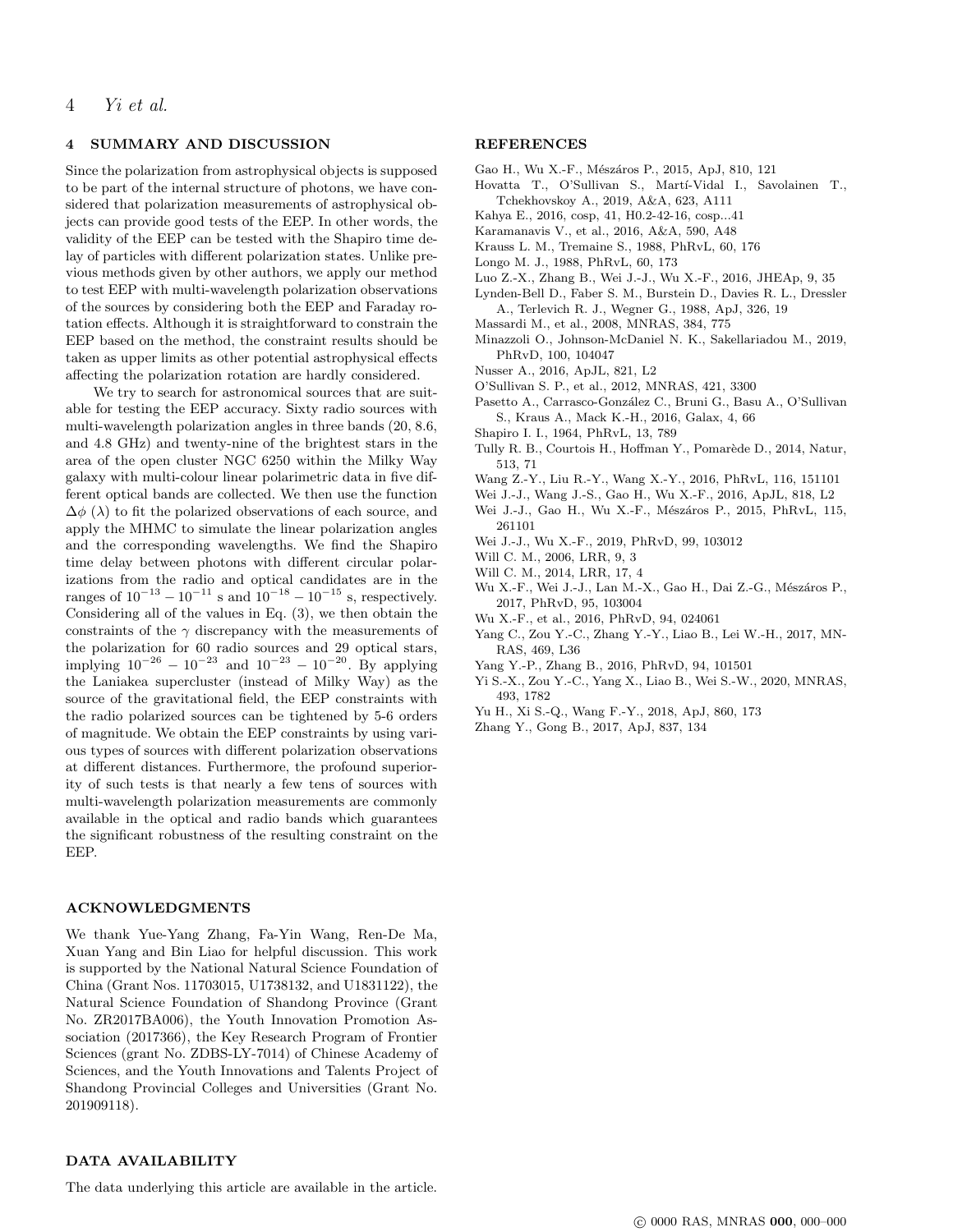## 4 SUMMARY AND DISCUSSION

Since the polarization from astrophysical objects is supposed to be part of the internal structure of photons, we have considered that polarization measurements of astrophysical objects can provide good tests of the EEP. In other words, the validity of the EEP can be tested with the Shapiro time delay of particles with different polarization states. Unlike previous methods given by other authors, we apply our method to test EEP with multi-wavelength polarization observations of the sources by considering both the EEP and Faraday rotation effects. Although it is straightforward to constrain the EEP based on the method, the constraint results should be taken as upper limits as other potential astrophysical effects affecting the polarization rotation are hardly considered.

We try to search for astronomical sources that are suitable for testing the EEP accuracy. Sixty radio sources with multi-wavelength polarization angles in three bands (20, 8.6, and 4.8 GHz) and twenty-nine of the brightest stars in the area of the open cluster NGC 6250 within the Milky Way galaxy with multi-colour linear polarimetric data in five different optical bands are collected. We then use the function $\Delta\phi\ (\lambda)$ to fit the polarized observations of each source, and apply the MHMC to simulate the linear polarization angles and the corresponding wavelengths. We find the Shapiro time delay between photons with different circular polarizations from the radio and optical candidates are in the ranges of $10^{-13} - 10^{-11}$ s and $10^{-18} - 10^{-15}$ s, respectively. Considering all of the values in Eq. (3), we then obtain the constraints of the $\gamma$ discrepancy with the measurements of the polarization for 60 radio sources and 29 optical stars, implying $10^{-26} - 10^{-23}$ and $10^{-23} - 10^{-20}$. By applying the Laniakea supercluster (instead of Milky Way) as the source of the gravitational field, the EEP constraints with the radio polarized sources can be tightened by 5-6 orders of magnitude. We obtain the EEP constraints by using various types of sources with different polarization observations at different distances. Furthermore, the profound superiority of such tests is that nearly a few tens of sources with multi-wavelength polarization measurements are commonly available in the optical and radio bands which guarantees the significant robustness of the resulting constraint on the EEP.

## ACKNOWLEDGMENTS

We thank Yue-Yang Zhang, Fa-Yin Wang, Ren-De Ma, Xuan Yang and Bin Liao for helpful discussion. This work is supported by the National Natural Science Foundation of China (Grant Nos. 11703015, U1738132, and U1831122), the Natural Science Foundation of Shandong Province (Grant No. ZR2017BA006), the Youth Innovation Promotion Association (2017366), the Key Research Program of Frontier Sciences (grant No. ZDBS-LY-7014) of Chinese Academy of Sciences, and the Youth Innovations and Talents Project of Shandong Provincial Colleges and Universities (Grant No. 201909118).

## DATA AVAILABILITY

The data underlying this article are available in the article.

## REFERENCES

Gao H., Wu X.-F., Mészáros P., 2015, ApJ, 810, 121
Hovatta T., O'Sullivan S., Martí-Vidal I., Savolainen T., Tchekhovskoy A., 2019, A&A, 623, A111
Kahya E., 2016, cosp, 41, H0.2-42-16, cosp...41
Karamanavis V., et al., 2016, A&A, 590, A48
Krauss L. M., Tremaine S., 1988, PhRvL, 60, 176
Longo M. J., 1988, PhRvL, 60, 173
Luo Z.-X., Zhang B., Wei J.-J., Wu X.-F., 2016, JHEAp, 9, 35
Lynden-Bell D., Faber S. M., Burstein D., Davies R. L., Dressler A., Terlevich R. J., Wegner G., 1988, ApJ, 326, 19
Massardi M., et al., 2008, MNRAS, 384, 775
Minazzoli O., Johnson-McDaniel N. K., Sakellariadou M., 2019, PhRvD, 100, 104047
Nusser A., 2016, ApJL, 821, L2
O'Sullivan S. P., et al., 2012, MNRAS, 421, 3300
Pasetto A., Carrasco-González C., Bruni G., Basu A., O'Sullivan S., Kraus A., Mack K.-H., 2016, Galax, 4, 66
Shapiro I. I., 1964, PhRvL, 13, 789
Tully R. B., Courtois H., Hoffman Y., Pomarède D., 2014, Natur, 513, 71
Wang Z.-Y., Liu R.-Y., Wang X.-Y., 2016, PhRvL, 116, 151101
Wei J.-J., Wang J.-S., Gao H., Wu X.-F., 2016, ApJL, 818, L2
Wei J.-J., Gao H., Wu X.-F., Mészáros P., 2015, PhRvL, 115, 261101
Wei J.-J., Wu X.-F., 2019, PhRvD, 99, 103012
Will C. M., 2006, LRR, 9, 3
Will C. M., 2014, LRR, 17, 4
Wu X.-F., Wei J.-J., Lan M.-X., Gao H., Dai Z.-G., Mészáros P., 2017, PhRvD, 95, 103004
Wu X.-F., et al., 2016, PhRvD, 94, 024061
Yang C., Zou Y.-C., Zhang Y.-Y., Liao B., Lei W.-H., 2017, MNRAS, 469, L36
Yang Y.-P., Zhang B., 2016, PhRvD, 94, 101501
Yi S.-X., Zou Y.-C., Yang X., Liao B., Wei S.-W., 2020, MNRAS, 493, 1782
Yu H., Xi S.-Q., Wang F.-Y., 2018, ApJ, 860, 173
Zhang Y., Gong B., 2017, ApJ, 837, 134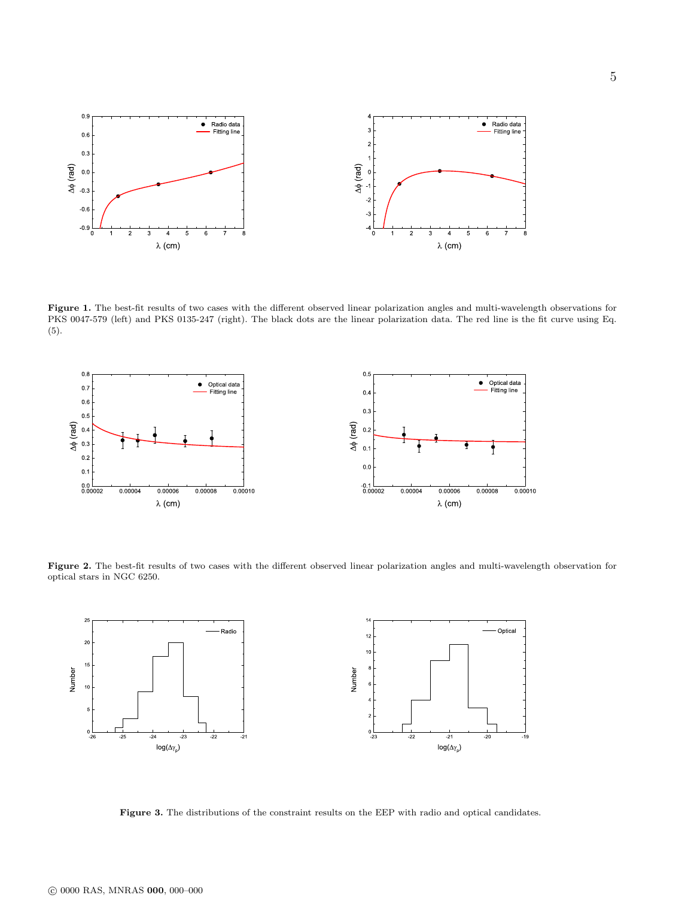**Figure 1.** The best-fit results of two cases with the different observed linear polarization angles and multi-wavelength observations for PKS 0047-579 (left) and PKS 0135-247 (right). The black dots are the linear polarization data. The red line is the fit curve using Eq. (5).

**Figure 2.** The best-fit results of two cases with the different observed linear polarization angles and multi-wavelength observation for optical stars in NGC 6250.

**Figure 3.** The distributions of the constraint results on the EEP with radio and optical candidates.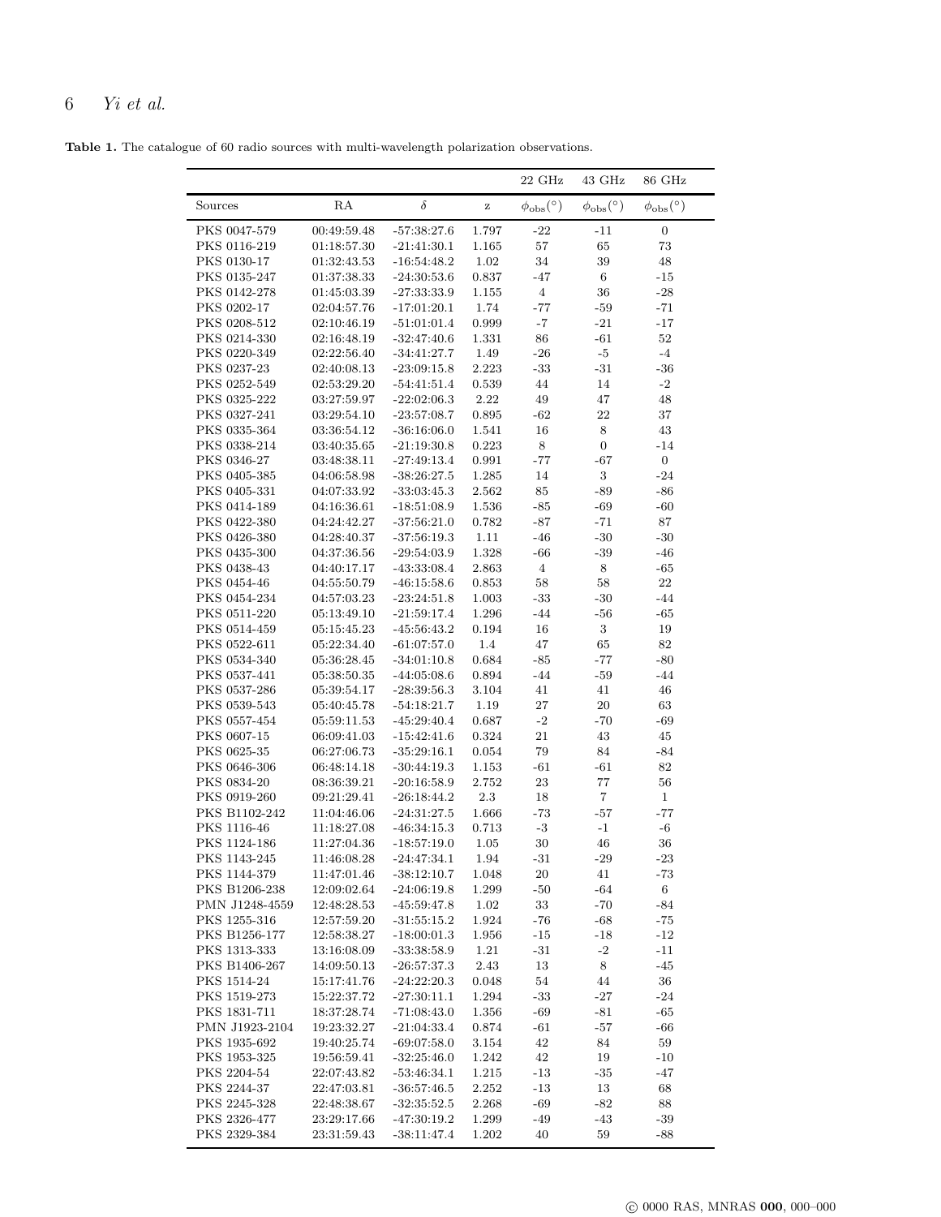**Table 1.** The catalogue of 60 radio sources with multi-wavelength polarization observations.

| | | | | 22 GHz | 43 GHz | 86 GHz |
|---|---|---|---|---|---|---|
| Sources | RA | $\delta$ | z | $\phi_{\rm obs}(^\circ)$ | $\phi_{\rm obs}(^\circ)$ | $\phi_{\rm obs}(^\circ)$ |
| PKS 0047-579 | 00:49:59.48 | -57:38:27.6 | 1.797 | -22 | -11 | 0 |
| PKS 0116-219 | 01:18:57.30 | -21:41:30.1 | 1.165 | 57 | 65 | 73 |
| PKS 0130-17 | 01:32:43.53 | -16:54:48.2 | 1.02 | 34 | 39 | 48 |
| PKS 0135-247 | 01:37:38.33 | -24:30:53.6 | 0.837 | -47 | 6 | -15 |
| PKS 0142-278 | 01:45:03.39 | -27:33:33.9 | 1.155 | 4 | 36 | -28 |
| PKS 0202-17 | 02:04:57.76 | -17:01:20.1 | 1.74 | -77 | -59 | -71 |
| PKS 0208-512 | 02:10:46.19 | -51:01:01.4 | 0.999 | -7 | -21 | -17 |
| PKS 0214-330 | 02:16:48.19 | -32:47:40.6 | 1.331 | 86 | -61 | 52 |
| PKS 0220-349 | 02:22:56.40 | -34:41:27.7 | 1.49 | -26 | -5 | -4 |
| PKS 0237-23 | 02:40:08.13 | -23:09:15.8 | 2.223 | -33 | -31 | -36 |
| PKS 0252-549 | 02:53:29.20 | -54:41:51.4 | 0.539 | 44 | 14 | -2 |
| PKS 0325-222 | 03:27:59.97 | -22:02:06.3 | 2.22 | 49 | 47 | 48 |
| PKS 0327-241 | 03:29:54.10 | -23:57:08.7 | 0.895 | -62 | 22 | 37 |
| PKS 0335-364 | 03:36:54.12 | -36:16:06.0 | 1.541 | 16 | 8 | 43 |
| PKS 0338-214 | 03:40:35.65 | -21:19:30.8 | 0.223 | 8 | 0 | -14 |
| PKS 0346-27 | 03:48:38.11 | -27:49:13.4 | 0.991 | -77 | -67 | 0 |
| PKS 0405-385 | 04:06:58.98 | -38:26:27.5 | 1.285 | 14 | 3 | -24 |
| PKS 0405-331 | 04:07:33.92 | -33:03:45.3 | 2.562 | 85 | -89 | -86 |
| PKS 0414-189 | 04:16:36.61 | -18:51:08.9 | 1.536 | -85 | -69 | -60 |
| PKS 0422-380 | 04:24:42.27 | -37:56:21.0 | 0.782 | -87 | -71 | 87 |
| PKS 0426-380 | 04:28:40.37 | -37:56:19.3 | 1.11 | -46 | -30 | -30 |
| PKS 0435-300 | 04:37:36.56 | -29:54:03.9 | 1.328 | -66 | -39 | -46 |
| PKS 0438-43 | 04:40:17.17 | -43:33:08.4 | 2.863 | 4 | 8 | -65 |
| PKS 0454-46 | 04:55:50.79 | -46:15:58.6 | 0.853 | 58 | 58 | 22 |
| PKS 0454-234 | 04:57:03.23 | -23:24:51.8 | 1.003 | -33 | -30 | -44 |
| PKS 0511-220 | 05:13:49.10 | -21:59:17.4 | 1.296 | -44 | -56 | -65 |
| PKS 0514-459 | 05:15:45.23 | -45:56:43.2 | 0.194 | 16 | 3 | 19 |
| PKS 0522-611 | 05:22:34.40 | -61:07:57.0 | 1.4 | 47 | 65 | 82 |
| PKS 0534-340 | 05:36:28.45 | -34:01:10.8 | 0.684 | -85 | -77 | -80 |
| PKS 0537-441 | 05:38:50.35 | -44:05:08.6 | 0.894 | -44 | -59 | -44 |
| PKS 0537-286 | 05:39:54.17 | -28:39:56.3 | 3.104 | 41 | 41 | 46 |
| PKS 0539-543 | 05:40:45.78 | -54:18:21.7 | 1.19 | 27 | 20 | 63 |
| PKS 0557-454 | 05:59:11.53 | -45:29:40.4 | 0.687 | -2 | -70 | -69 |
| PKS 0607-15 | 06:09:41.03 | -15:42:41.6 | 0.324 | 21 | 43 | 45 |
| PKS 0625-35 | 06:27:06.73 | -35:29:16.1 | 0.054 | 79 | 84 | -84 |
| PKS 0646-306 | 06:48:14.18 | -30:44:19.3 | 1.153 | -61 | -61 | 82 |
| PKS 0834-20 | 08:36:39.21 | -20:16:58.9 | 2.752 | 23 | 77 | 56 |
| PKS 0919-260 | 09:21:29.41 | -26:18:44.2 | 2.3 | 18 | 7 | 1 |
| PKS B1102-242 | 11:04:46.06 | -24:31:27.5 | 1.666 | -73 | -57 | -77 |
| PKS 1116-46 | 11:18:27.08 | -46:34:15.3 | 0.713 | -3 | -1 | -6 |
| PKS 1124-186 | 11:27:04.36 | -18:57:19.0 | 1.05 | 30 | 46 | 36 |
| PKS 1143-245 | 11:46:08.28 | -24:47:34.1 | 1.94 | -31 | -29 | -23 |
| PKS 1144-379 | 11:47:01.46 | -38:12:10.7 | 1.048 | 20 | 41 | -73 |
| PKS B1206-238 | 12:09:02.64 | -24:06:19.8 | 1.299 | -50 | -64 | 6 |
| PMN J1248-4559 | 12:48:28.53 | -45:59:47.8 | 1.02 | 33 | -70 | -84 |
| PKS 1255-316 | 12:57:59.20 | -31:55:15.2 | 1.924 | -76 | -68 | -75 |
| PKS B1256-177 | 12:58:38.27 | -18:00:01.3 | 1.956 | -15 | -18 | -12 |
| PKS 1313-333 | 13:16:08.09 | -33:38:58.9 | 1.21 | -31 | -2 | -11 |
| PKS B1406-267 | 14:09:50.13 | -26:57:37.3 | 2.43 | 13 | 8 | -45 |
| PKS 1514-24 | 15:17:41.76 | -24:22:20.3 | 0.048 | 54 | 44 | 36 |
| PKS 1519-273 | 15:22:37.72 | -27:30:11.1 | 1.294 | -33 | -27 | -24 |
| PKS 1831-711 | 18:37:28.74 | -71:08:43.0 | 1.356 | -69 | -81 | -65 |
| PMN J1923-2104 | 19:23:32.27 | -21:04:33.4 | 0.874 | -61 | -57 | -66 |
| PKS 1935-692 | 19:40:25.74 | -69:07:58.0 | 3.154 | 42 | 84 | 59 |
| PKS 1953-325 | 19:56:59.41 | -32:25:46.0 | 1.242 | 42 | 19 | -10 |
| PKS 2204-54 | 22:07:43.82 | -53:46:34.1 | 1.215 | -13 | -35 | -47 |
| PKS 2244-37 | 22:47:03.81 | -36:57:46.5 | 2.252 | -13 | 13 | 68 |
| PKS 2245-328 | 22:48:38.67 | -32:35:52.5 | 2.268 | -69 | -82 | 88 |
| PKS 2326-477 | 23:29:17.66 | -47:30:19.2 | 1.299 | -49 | -43 | -39 |
| PKS 2329-384 | 23:31:59.43 | -38:11:47.4 | 1.202 | 40 | 59 | -88 |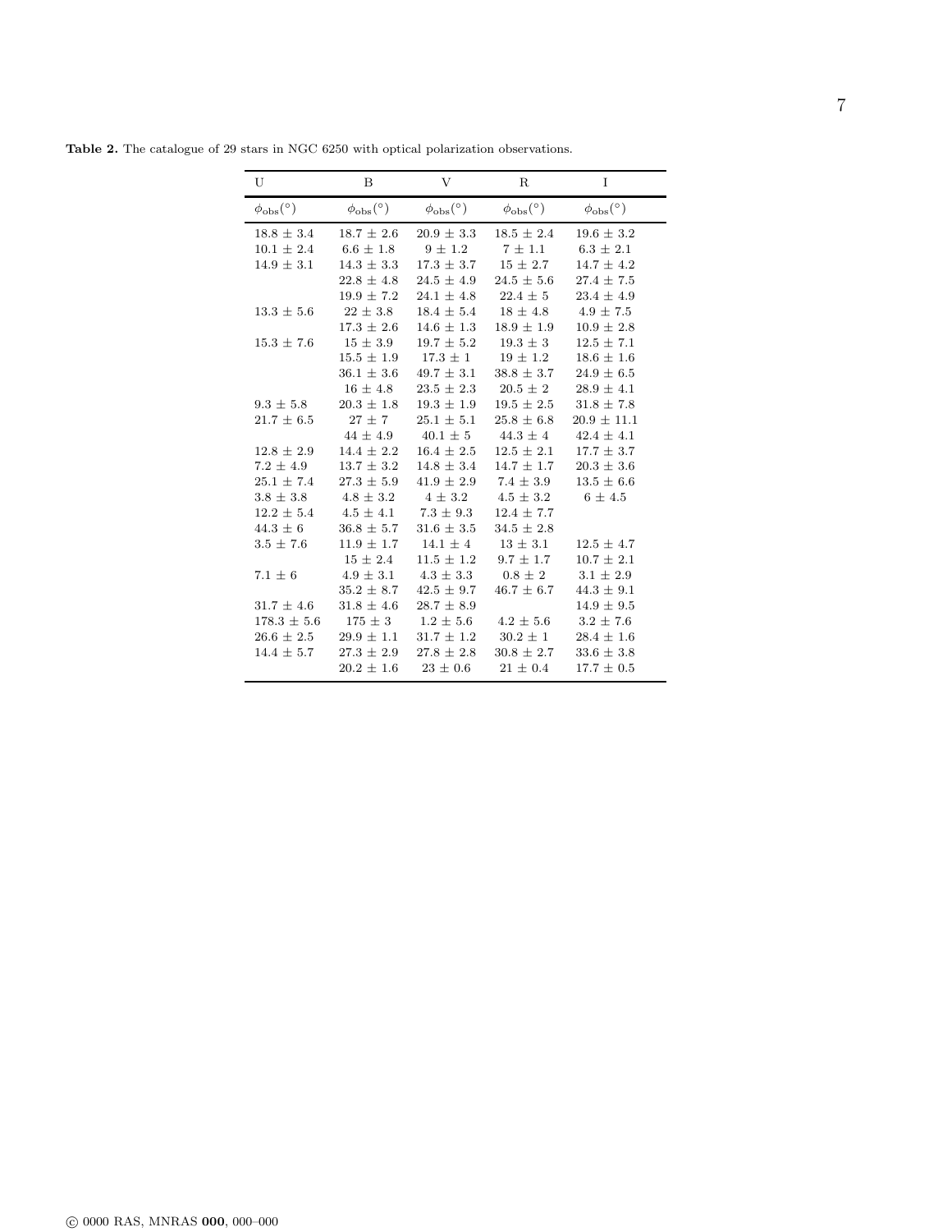**Table 2.** The catalogue of 29 stars in NGC 6250 with optical polarization observations.

| U | B | V | R | I |
|---|---|---|---|---|
| $\phi_{\rm obs}(^{\circ})$ | $\phi_{\rm obs}(^{\circ})$ | $\phi_{\rm obs}(^{\circ})$ | $\phi_{\rm obs}(^{\circ})$ | $\phi_{\rm obs}(^{\circ})$ |
| $18.8 \pm 3.4$ | $18.7 \pm 2.6$ | $20.9 \pm 3.3$ | $18.5 \pm 2.4$ | $19.6 \pm 3.2$ |
| $10.1 \pm 2.4$ | $6.6 \pm 1.8$ | $9 \pm 1.2$ | $7 \pm 1.1$ | $6.3 \pm 2.1$ |
| $14.9 \pm 3.1$ | $14.3 \pm 3.3$ | $17.3 \pm 3.7$ | $15 \pm 2.7$ | $14.7 \pm 4.2$ |
| | $22.8 \pm 4.8$ | $24.5 \pm 4.9$ | $24.5 \pm 5.6$ | $27.4 \pm 7.5$ |
| | $19.9 \pm 7.2$ | $24.1 \pm 4.8$ | $22.4 \pm 5$ | $23.4 \pm 4.9$ |
| $13.3 \pm 5.6$ | $22 \pm 3.8$ | $18.4 \pm 5.4$ | $18 \pm 4.8$ | $4.9 \pm 7.5$ |
| | $17.3 \pm 2.6$ | $14.6 \pm 1.3$ | $18.9 \pm 1.9$ | $10.9 \pm 2.8$ |
| $15.3 \pm 7.6$ | $15 \pm 3.9$ | $19.7 \pm 5.2$ | $19.3 \pm 3$ | $12.5 \pm 7.1$ |
| | $15.5 \pm 1.9$ | $17.3 \pm 1$ | $19 \pm 1.2$ | $18.6 \pm 1.6$ |
| | $36.1 \pm 3.6$ | $49.7 \pm 3.1$ | $38.8 \pm 3.7$ | $24.9 \pm 6.5$ |
| | $16 \pm 4.8$ | $23.5 \pm 2.3$ | $20.5 \pm 2$ | $28.9 \pm 4.1$ |
| $9.3 \pm 5.8$ | $20.3 \pm 1.8$ | $19.3 \pm 1.9$ | $19.5 \pm 2.5$ | $31.8 \pm 7.8$ |
| $21.7 \pm 6.5$ | $27 \pm 7$ | $25.1 \pm 5.1$ | $25.8 \pm 6.8$ | $20.9 \pm 11.1$ |
| | $44 \pm 4.9$ | $40.1 \pm 5$ | $44.3 \pm 4$ | $42.4 \pm 4.1$ |
| $12.8 \pm 2.9$ | $14.4 \pm 2.2$ | $16.4 \pm 2.5$ | $12.5 \pm 2.1$ | $17.7 \pm 3.7$ |
| $7.2 \pm 4.9$ | $13.7 \pm 3.2$ | $14.8 \pm 3.4$ | $14.7 \pm 1.7$ | $20.3 \pm 3.6$ |
| $25.1 \pm 7.4$ | $27.3 \pm 5.9$ | $41.9 \pm 2.9$ | $7.4 \pm 3.9$ | $13.5 \pm 6.6$ |
| $3.8 \pm 3.8$ | $4.8 \pm 3.2$ | $4 \pm 3.2$ | $4.5 \pm 3.2$ | $6 \pm 4.5$ |
| $12.2 \pm 5.4$ | $4.5 \pm 4.1$ | $7.3 \pm 9.3$ | $12.4 \pm 7.7$ | |
| $44.3 \pm 6$ | $36.8 \pm 5.7$ | $31.6 \pm 3.5$ | $34.5 \pm 2.8$ | |
| $3.5 \pm 7.6$ | $11.9 \pm 1.7$ | $14.1 \pm 4$ | $13 \pm 3.1$ | $12.5 \pm 4.7$ |
| | $15 \pm 2.4$ | $11.5 \pm 1.2$ | $9.7 \pm 1.7$ | $10.7 \pm 2.1$ |
| $7.1 \pm 6$ | $4.9 \pm 3.1$ | $4.3 \pm 3.3$ | $0.8 \pm 2$ | $3.1 \pm 2.9$ |
| | $35.2 \pm 8.7$ | $42.5 \pm 9.7$ | $46.7 \pm 6.7$ | $44.3 \pm 9.1$ |
| $31.7 \pm 4.6$ | $31.8 \pm 4.6$ | $28.7 \pm 8.9$ | | $14.9 \pm 9.5$ |
| $178.3 \pm 5.6$ | $175 \pm 3$ | $1.2 \pm 5.6$ | $4.2 \pm 5.6$ | $3.2 \pm 7.6$ |
| $26.6 \pm 2.5$ | $29.9 \pm 1.1$ | $31.7 \pm 1.2$ | $30.2 \pm 1$ | $28.4 \pm 1.6$ |
| $14.4 \pm 5.7$ | $27.3 \pm 2.9$ | $27.8 \pm 2.8$ | $30.8 \pm 2.7$ | $33.6 \pm 3.8$ |
| | $20.2 \pm 1.6$ | $23 \pm 0.6$ | $21 \pm 0.4$ | $17.7 \pm 0.5$ |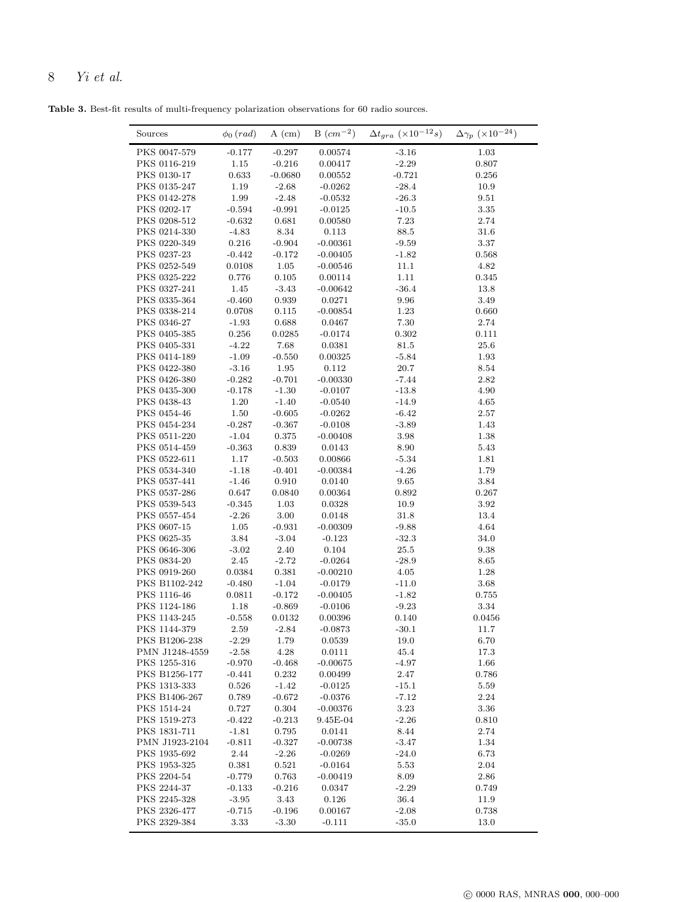**Table 3.** Best-fit results of multi-frequency polarization observations for 60 radio sources.

| Sources | $\phi_0$ $(rad)$ | A (cm) | B $(cm^{-2})$ | $\Delta t_{gra}$ $(\times 10^{-12} s)$ | $\Delta \gamma_p$ $(\times 10^{-24})$ |
|---|---|---|---|---|---|
| PKS 0047-579 | -0.177 | -0.297 | 0.00574 | -3.16 | 1.03 |
| PKS 0116-219 | 1.15 | -0.216 | 0.00417 | -2.29 | 0.807 |
| PKS 0130-17 | 0.633 | -0.0680 | 0.00552 | -0.721 | 0.256 |
| PKS 0135-247 | 1.19 | -2.68 | -0.0262 | -28.4 | 10.9 |
| PKS 0142-278 | 1.99 | -2.48 | -0.0532 | -26.3 | 9.51 |
| PKS 0202-17 | -0.594 | -0.991 | -0.0125 | -10.5 | 3.35 |
| PKS 0208-512 | -0.632 | 0.681 | 0.00580 | 7.23 | 2.74 |
| PKS 0214-330 | -4.83 | 8.34 | 0.113 | 88.5 | 31.6 |
| PKS 0220-349 | 0.216 | -0.904 | -0.00361 | -9.59 | 3.37 |
| PKS 0237-23 | -0.442 | -0.172 | -0.00405 | -1.82 | 0.568 |
| PKS 0252-549 | 0.0108 | 1.05 | -0.00546 | 11.1 | 4.82 |
| PKS 0325-222 | 0.776 | 0.105 | 0.00114 | 1.11 | 0.345 |
| PKS 0327-241 | 1.45 | -3.43 | -0.00642 | -36.4 | 13.8 |
| PKS 0335-364 | -0.460 | 0.939 | 0.0271 | 9.96 | 3.49 |
| PKS 0338-214 | 0.0708 | 0.115 | -0.00854 | 1.23 | 0.660 |
| PKS 0346-27 | -1.93 | 0.688 | 0.0467 | 7.30 | 2.74 |
| PKS 0405-385 | 0.256 | 0.0285 | -0.0174 | 0.302 | 0.111 |
| PKS 0405-331 | -4.22 | 7.68 | 0.0381 | 81.5 | 25.6 |
| PKS 0414-189 | -1.09 | -0.550 | 0.00325 | -5.84 | 1.93 |
| PKS 0422-380 | -3.16 | 1.95 | 0.112 | 20.7 | 8.54 |
| PKS 0426-380 | -0.282 | -0.701 | -0.00330 | -7.44 | 2.82 |
| PKS 0435-300 | -0.178 | -1.30 | -0.0107 | -13.8 | 4.90 |
| PKS 0438-43 | 1.20 | -1.40 | -0.0540 | -14.9 | 4.65 |
| PKS 0454-46 | 1.50 | -0.605 | -0.0262 | -6.42 | 2.57 |
| PKS 0454-234 | -0.287 | -0.367 | -0.0108 | -3.89 | 1.43 |
| PKS 0511-220 | -1.04 | 0.375 | -0.00408 | 3.98 | 1.38 |
| PKS 0514-459 | -0.363 | 0.839 | 0.0143 | 8.90 | 5.43 |
| PKS 0522-611 | 1.17 | -0.503 | 0.00866 | -5.34 | 1.81 |
| PKS 0534-340 | -1.18 | -0.401 | -0.00384 | -4.26 | 1.79 |
| PKS 0537-441 | -1.46 | 0.910 | 0.0140 | 9.65 | 3.84 |
| PKS 0537-286 | 0.647 | 0.0840 | 0.00364 | 0.892 | 0.267 |
| PKS 0539-543 | -0.345 | 1.03 | 0.0328 | 10.9 | 3.92 |
| PKS 0557-454 | -2.26 | 3.00 | 0.0148 | 31.8 | 13.4 |
| PKS 0607-15 | 1.05 | -0.931 | -0.00309 | -9.88 | 4.64 |
| PKS 0625-35 | 3.84 | -3.04 | -0.123 | -32.3 | 34.0 |
| PKS 0646-306 | -3.02 | 2.40 | 0.104 | 25.5 | 9.38 |
| PKS 0834-20 | 2.45 | -2.72 | -0.0264 | -28.9 | 8.65 |
| PKS 0919-260 | 0.0384 | 0.381 | -0.00210 | 4.05 | 1.28 |
| PKS B1102-242 | -0.480 | -1.04 | -0.0179 | -11.0 | 3.68 |
| PKS 1116-46 | 0.0811 | -0.172 | -0.00405 | -1.82 | 0.755 |
| PKS 1124-186 | 1.18 | -0.869 | -0.0106 | -9.23 | 3.34 |
| PKS 1143-245 | -0.558 | 0.0132 | 0.00396 | 0.140 | 0.0456 |
| PKS 1144-379 | 2.59 | -2.84 | -0.0873 | -30.1 | 11.7 |
| PKS B1206-238 | -2.29 | 1.79 | 0.0539 | 19.0 | 6.70 |
| PMN J1248-4559 | -2.58 | 4.28 | 0.0111 | 45.4 | 17.3 |
| PKS 1255-316 | -0.970 | -0.468 | -0.00675 | -4.97 | 1.66 |
| PKS B1256-177 | -0.441 | 0.232 | 0.00499 | 2.47 | 0.786 |
| PKS 1313-333 | 0.526 | -1.42 | -0.0125 | -15.1 | 5.59 |
| PKS B1406-267 | 0.789 | -0.672 | -0.0376 | -7.12 | 2.24 |
| PKS 1514-24 | 0.727 | 0.304 | -0.00376 | 3.23 | 3.36 |
| PKS 1519-273 | -0.422 | -0.213 | 9.45E-04 | -2.26 | 0.810 |
| PKS 1831-711 | -1.81 | 0.795 | 0.0141 | 8.44 | 2.74 |
| PMN J1923-2104 | -0.811 | -0.327 | -0.00738 | -3.47 | 1.34 |
| PKS 1935-692 | 2.44 | -2.26 | -0.0269 | -24.0 | 6.73 |
| PKS 1953-325 | 0.381 | 0.521 | -0.0164 | 5.53 | 2.04 |
| PKS 2204-54 | -0.779 | 0.763 | -0.00419 | 8.09 | 2.86 |
| PKS 2244-37 | -0.133 | -0.216 | 0.0347 | -2.29 | 0.749 |
| PKS 2245-328 | -3.95 | 3.43 | 0.126 | 36.4 | 11.9 |
| PKS 2326-477 | -0.715 | -0.196 | 0.00167 | -2.08 | 0.738 |
| PKS 2329-384 | 3.33 | -3.30 | -0.111 | -35.0 | 13.0 |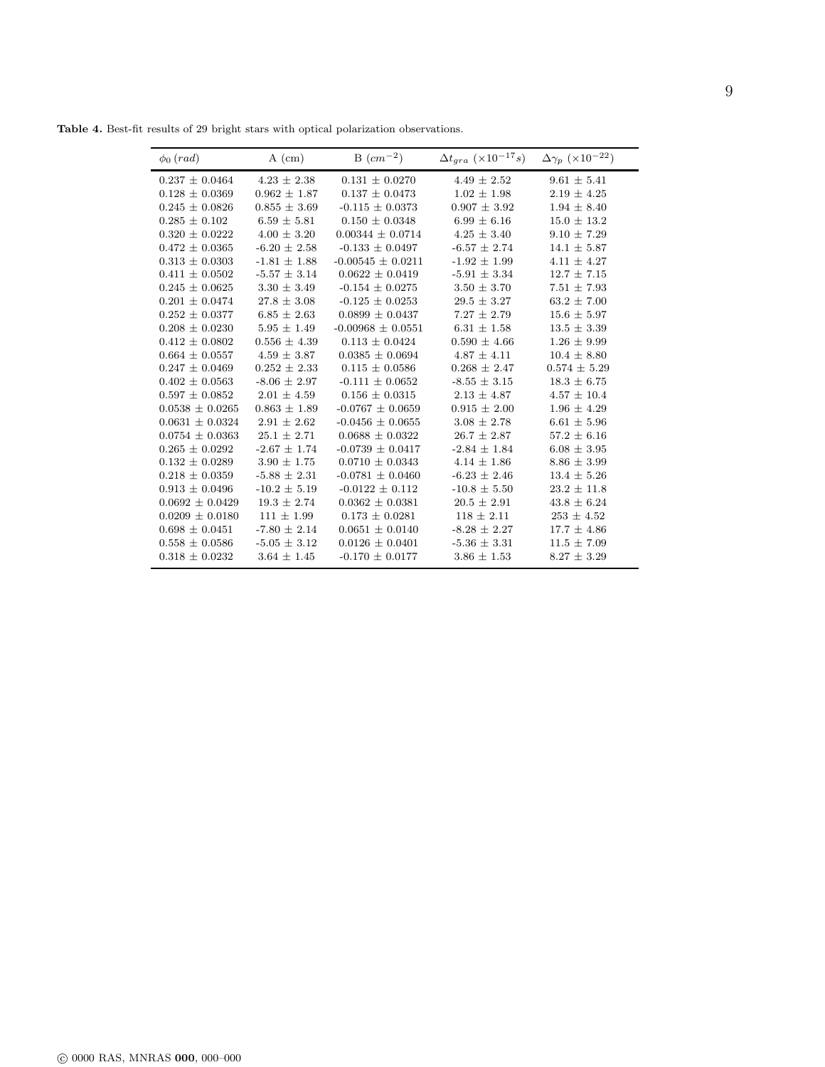**Table 4.** Best-fit results of 29 bright stars with optical polarization observations.

| $\phi_0\,(rad)$ | A (cm) | B ($cm^{-2}$) | $\Delta t_{gra}$ ($\times 10^{-17}s$) | $\Delta\gamma_p$ ($\times 10^{-22}$) |
|---|---|---|---|---|
| 0.237 ± 0.0464 | 4.23 ± 2.38 | 0.131 ± 0.0270 | 4.49 ± 2.52 | 9.61 ± 5.41 |
| 0.128 ± 0.0369 | 0.962 ± 1.87 | 0.137 ± 0.0473 | 1.02 ± 1.98 | 2.19 ± 4.25 |
| 0.245 ± 0.0826 | 0.855 ± 3.69 | -0.115 ± 0.0373 | 0.907 ± 3.92 | 1.94 ± 8.40 |
| 0.285 ± 0.102 | 6.59 ± 5.81 | 0.150 ± 0.0348 | 6.99 ± 6.16 | 15.0 ± 13.2 |
| 0.320 ± 0.0222 | 4.00 ± 3.20 | 0.00344 ± 0.0714 | 4.25 ± 3.40 | 9.10 ± 7.29 |
| 0.472 ± 0.0365 | -6.20 ± 2.58 | -0.133 ± 0.0497 | -6.57 ± 2.74 | 14.1 ± 5.87 |
| 0.313 ± 0.0303 | -1.81 ± 1.88 | -0.00545 ± 0.0211 | -1.92 ± 1.99 | 4.11 ± 4.27 |
| 0.411 ± 0.0502 | -5.57 ± 3.14 | 0.0622 ± 0.0419 | -5.91 ± 3.34 | 12.7 ± 7.15 |
| 0.245 ± 0.0625 | 3.30 ± 3.49 | -0.154 ± 0.0275 | 3.50 ± 3.70 | 7.51 ± 7.93 |
| 0.201 ± 0.0474 | 27.8 ± 3.08 | -0.125 ± 0.0253 | 29.5 ± 3.27 | 63.2 ± 7.00 |
| 0.252 ± 0.0377 | 6.85 ± 2.63 | 0.0899 ± 0.0437 | 7.27 ± 2.79 | 15.6 ± 5.97 |
| 0.208 ± 0.0230 | 5.95 ± 1.49 | -0.00968 ± 0.0551 | 6.31 ± 1.58 | 13.5 ± 3.39 |
| 0.412 ± 0.0802 | 0.556 ± 4.39 | 0.113 ± 0.0424 | 0.590 ± 4.66 | 1.26 ± 9.99 |
| 0.664 ± 0.0557 | 4.59 ± 3.87 | 0.0385 ± 0.0694 | 4.87 ± 4.11 | 10.4 ± 8.80 |
| 0.247 ± 0.0469 | 0.252 ± 2.33 | 0.115 ± 0.0586 | 0.268 ± 2.47 | 0.574 ± 5.29 |
| 0.402 ± 0.0563 | -8.06 ± 2.97 | -0.111 ± 0.0652 | -8.55 ± 3.15 | 18.3 ± 6.75 |
| 0.597 ± 0.0852 | 2.01 ± 4.59 | 0.156 ± 0.0315 | 2.13 ± 4.87 | 4.57 ± 10.4 |
| 0.0538 ± 0.0265 | 0.863 ± 1.89 | -0.0767 ± 0.0659 | 0.915 ± 2.00 | 1.96 ± 4.29 |
| 0.0631 ± 0.0324 | 2.91 ± 2.62 | -0.0456 ± 0.0655 | 3.08 ± 2.78 | 6.61 ± 5.96 |
| 0.0754 ± 0.0363 | 25.1 ± 2.71 | 0.0688 ± 0.0322 | 26.7 ± 2.87 | 57.2 ± 6.16 |
| 0.265 ± 0.0292 | -2.67 ± 1.74 | -0.0739 ± 0.0417 | -2.84 ± 1.84 | 6.08 ± 3.95 |
| 0.132 ± 0.0289 | 3.90 ± 1.75 | 0.0710 ± 0.0343 | 4.14 ± 1.86 | 8.86 ± 3.99 |
| 0.218 ± 0.0359 | -5.88 ± 2.31 | -0.0781 ± 0.0460 | -6.23 ± 2.46 | 13.4 ± 5.26 |
| 0.913 ± 0.0496 | -10.2 ± 5.19 | -0.0122 ± 0.112 | -10.8 ± 5.50 | 23.2 ± 11.8 |
| 0.0692 ± 0.0429 | 19.3 ± 2.74 | 0.0362 ± 0.0381 | 20.5 ± 2.91 | 43.8 ± 6.24 |
| 0.0209 ± 0.0180 | 111 ± 1.99 | 0.173 ± 0.0281 | 118 ± 2.11 | 253 ± 4.52 |
| 0.698 ± 0.0451 | -7.80 ± 2.14 | 0.0651 ± 0.0140 | -8.28 ± 2.27 | 17.7 ± 4.86 |
| 0.558 ± 0.0586 | -5.05 ± 3.12 | 0.0126 ± 0.0401 | -5.36 ± 3.31 | 11.5 ± 7.09 |
| 0.318 ± 0.0232 | 3.64 ± 1.45 | -0.170 ± 0.0177 | 3.86 ± 1.53 | 8.27 ± 3.29 |